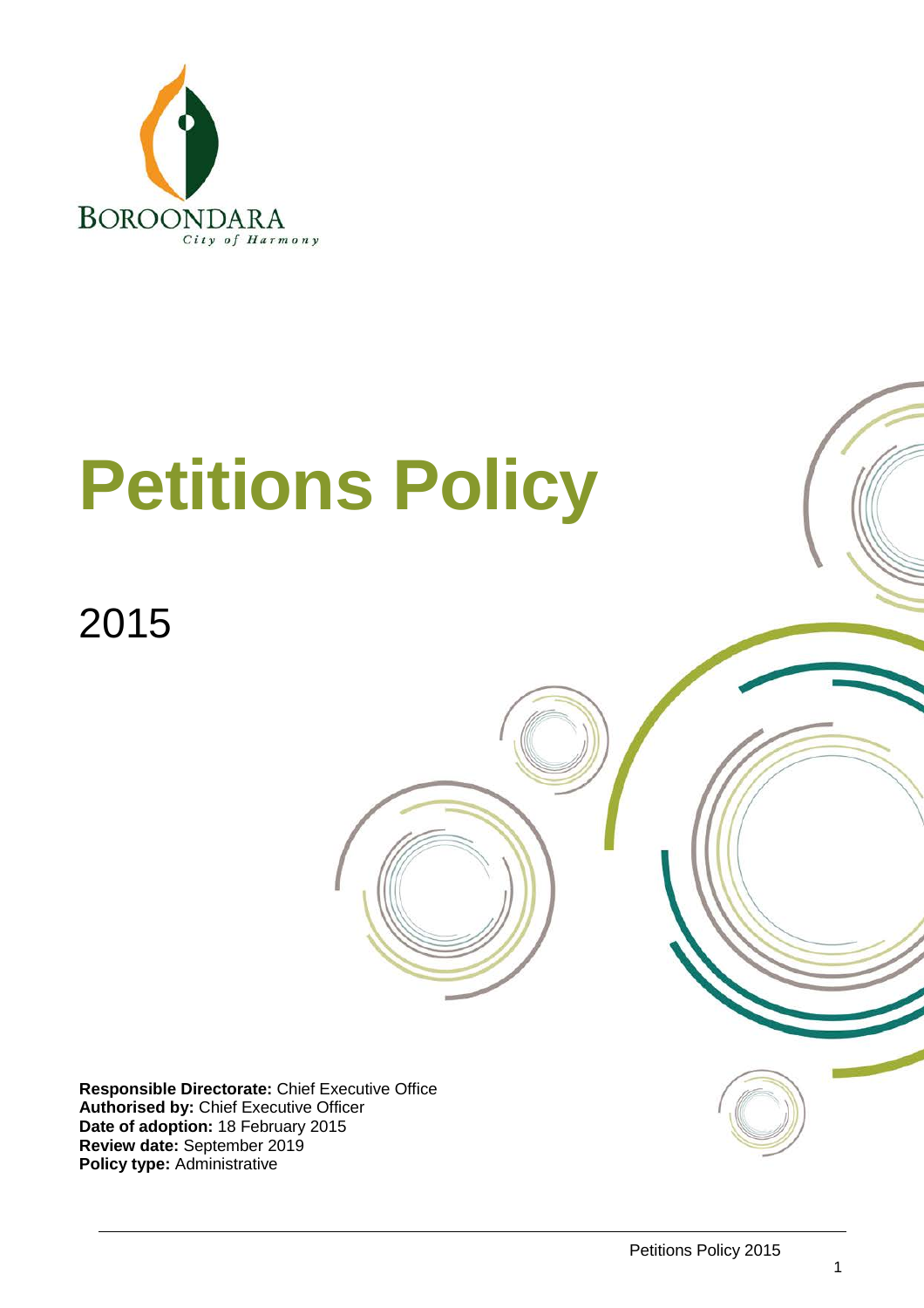BOROONDARA

City of Harmony

# Petitions Policy

## 2015

**Responsible Directorate:** Chief Executive Office
**Authorised by:** Chief Executive Officer
**Date of adoption:** 18 February 2015
**Review date:** September 2019
**Policy type:** Administrative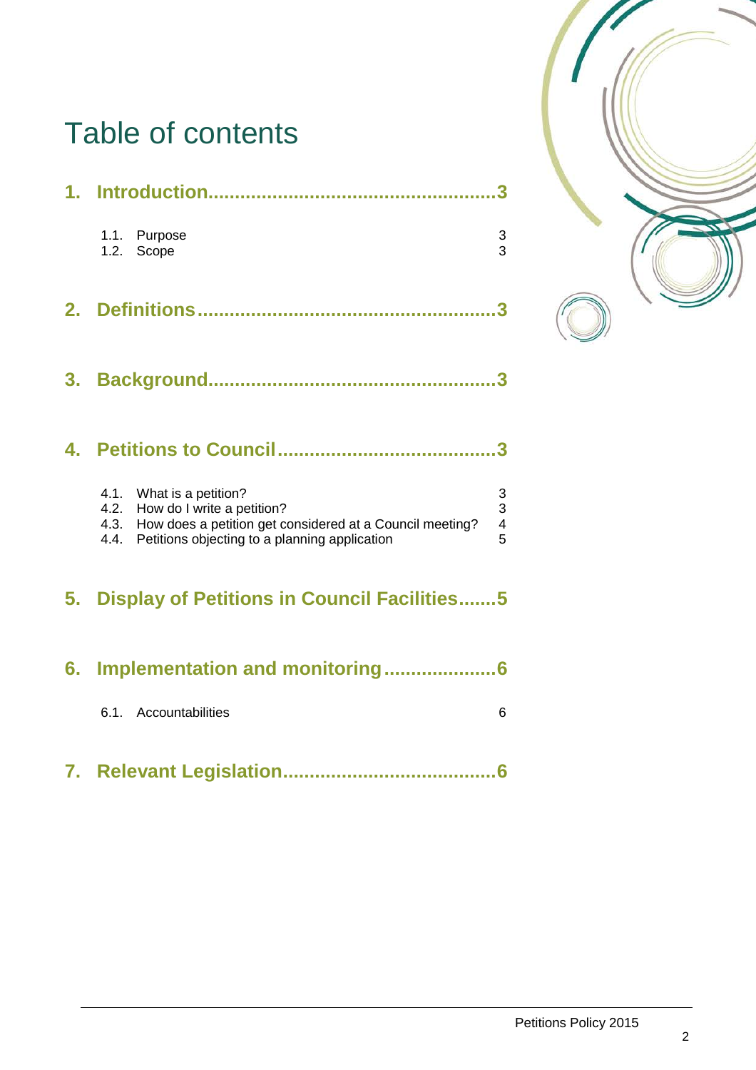# Table of contents

**1. Introduction....................................................3**

- 1.1. Purpose 3
- 1.2. Scope 3

**2. Definitions......................................................3**

**3. Background....................................................3**

**4. Petitions to Council........................................3**

- 4.1. What is a petition? 3
- 4.2. How do I write a petition? 3
- 4.3. How does a petition get considered at a Council meeting? 4
- 4.4. Petitions objecting to a planning application 5

**5. Display of Petitions in Council Facilities.......5**

**6. Implementation and monitoring....................6**

- 6.1. Accountabilities 6

**7. Relevant Legislation.......................................6**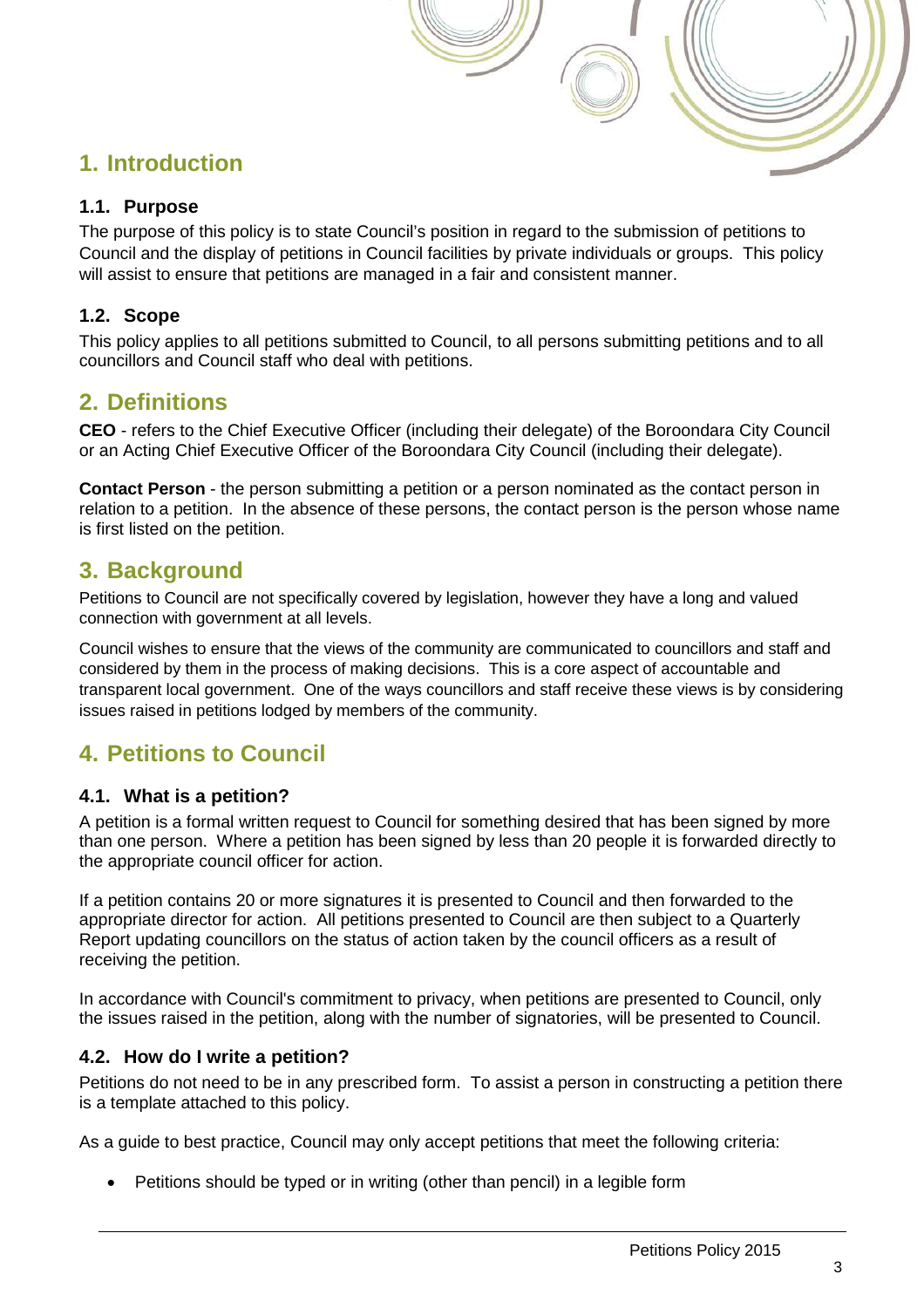# 1. Introduction

## 1.1. Purpose

The purpose of this policy is to state Council's position in regard to the submission of petitions to Council and the display of petitions in Council facilities by private individuals or groups. This policy will assist to ensure that petitions are managed in a fair and consistent manner.

## 1.2. Scope

This policy applies to all petitions submitted to Council, to all persons submitting petitions and to all councillors and Council staff who deal with petitions.

# 2. Definitions

**CEO** - refers to the Chief Executive Officer (including their delegate) of the Boroondara City Council or an Acting Chief Executive Officer of the Boroondara City Council (including their delegate).

**Contact Person** - the person submitting a petition or a person nominated as the contact person in relation to a petition. In the absence of these persons, the contact person is the person whose name is first listed on the petition.

# 3. Background

Petitions to Council are not specifically covered by legislation, however they have a long and valued connection with government at all levels.

Council wishes to ensure that the views of the community are communicated to councillors and staff and considered by them in the process of making decisions. This is a core aspect of accountable and transparent local government. One of the ways councillors and staff receive these views is by considering issues raised in petitions lodged by members of the community.

# 4. Petitions to Council

## 4.1. What is a petition?

A petition is a formal written request to Council for something desired that has been signed by more than one person. Where a petition has been signed by less than 20 people it is forwarded directly to the appropriate council officer for action.

If a petition contains 20 or more signatures it is presented to Council and then forwarded to the appropriate director for action. All petitions presented to Council are then subject to a Quarterly Report updating councillors on the status of action taken by the council officers as a result of receiving the petition.

In accordance with Council's commitment to privacy, when petitions are presented to Council, only the issues raised in the petition, along with the number of signatories, will be presented to Council.

## 4.2. How do I write a petition?

Petitions do not need to be in any prescribed form. To assist a person in constructing a petition there is a template attached to this policy.

As a guide to best practice, Council may only accept petitions that meet the following criteria:

- Petitions should be typed or in writing (other than pencil) in a legible form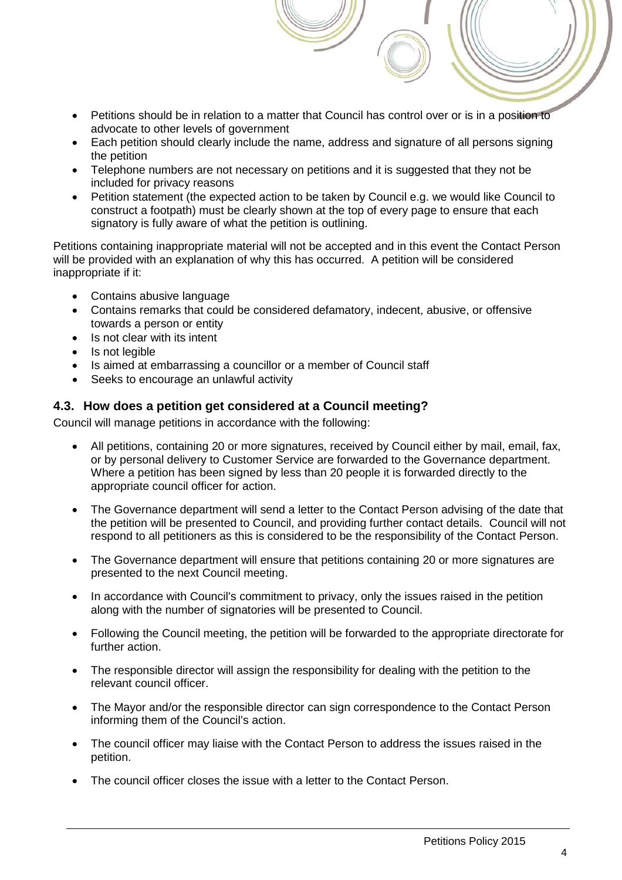- Petitions should be in relation to a matter that Council has control over or is in a position to advocate to other levels of government
- Each petition should clearly include the name, address and signature of all persons signing the petition
- Telephone numbers are not necessary on petitions and it is suggested that they not be included for privacy reasons
- Petition statement (the expected action to be taken by Council e.g. we would like Council to construct a footpath) must be clearly shown at the top of every page to ensure that each signatory is fully aware of what the petition is outlining.

Petitions containing inappropriate material will not be accepted and in this event the Contact Person will be provided with an explanation of why this has occurred. A petition will be considered inappropriate if it:

- Contains abusive language
- Contains remarks that could be considered defamatory, indecent, abusive, or offensive towards a person or entity
- Is not clear with its intent
- Is not legible
- Is aimed at embarrassing a councillor or a member of Council staff
- Seeks to encourage an unlawful activity

### 4.3. How does a petition get considered at a Council meeting?

Council will manage petitions in accordance with the following:

- All petitions, containing 20 or more signatures, received by Council either by mail, email, fax, or by personal delivery to Customer Service are forwarded to the Governance department. Where a petition has been signed by less than 20 people it is forwarded directly to the appropriate council officer for action.
- The Governance department will send a letter to the Contact Person advising of the date that the petition will be presented to Council, and providing further contact details. Council will not respond to all petitioners as this is considered to be the responsibility of the Contact Person.
- The Governance department will ensure that petitions containing 20 or more signatures are presented to the next Council meeting.
- In accordance with Council's commitment to privacy, only the issues raised in the petition along with the number of signatories will be presented to Council.
- Following the Council meeting, the petition will be forwarded to the appropriate directorate for further action.
- The responsible director will assign the responsibility for dealing with the petition to the relevant council officer.
- The Mayor and/or the responsible director can sign correspondence to the Contact Person informing them of the Council's action.
- The council officer may liaise with the Contact Person to address the issues raised in the petition.
- The council officer closes the issue with a letter to the Contact Person.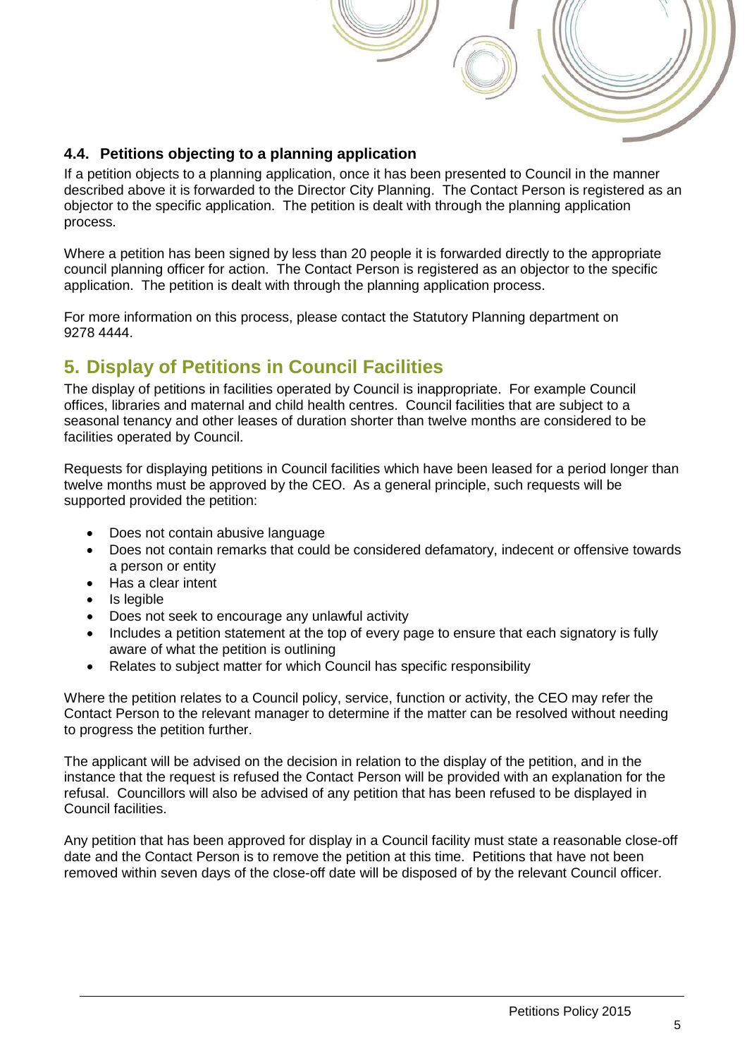### 4.4. Petitions objecting to a planning application

If a petition objects to a planning application, once it has been presented to Council in the manner described above it is forwarded to the Director City Planning. The Contact Person is registered as an objector to the specific application. The petition is dealt with through the planning application process.

Where a petition has been signed by less than 20 people it is forwarded directly to the appropriate council planning officer for action. The Contact Person is registered as an objector to the specific application. The petition is dealt with through the planning application process.

For more information on this process, please contact the Statutory Planning department on 9278 4444.

## 5. Display of Petitions in Council Facilities

The display of petitions in facilities operated by Council is inappropriate. For example Council offices, libraries and maternal and child health centres. Council facilities that are subject to a seasonal tenancy and other leases of duration shorter than twelve months are considered to be facilities operated by Council.

Requests for displaying petitions in Council facilities which have been leased for a period longer than twelve months must be approved by the CEO. As a general principle, such requests will be supported provided the petition:

- Does not contain abusive language
- Does not contain remarks that could be considered defamatory, indecent or offensive towards a person or entity
- Has a clear intent
- Is legible
- Does not seek to encourage any unlawful activity
- Includes a petition statement at the top of every page to ensure that each signatory is fully aware of what the petition is outlining
- Relates to subject matter for which Council has specific responsibility

Where the petition relates to a Council policy, service, function or activity, the CEO may refer the Contact Person to the relevant manager to determine if the matter can be resolved without needing to progress the petition further.

The applicant will be advised on the decision in relation to the display of the petition, and in the instance that the request is refused the Contact Person will be provided with an explanation for the refusal. Councillors will also be advised of any petition that has been refused to be displayed in Council facilities.

Any petition that has been approved for display in a Council facility must state a reasonable close-off date and the Contact Person is to remove the petition at this time. Petitions that have not been removed within seven days of the close-off date will be disposed of by the relevant Council officer.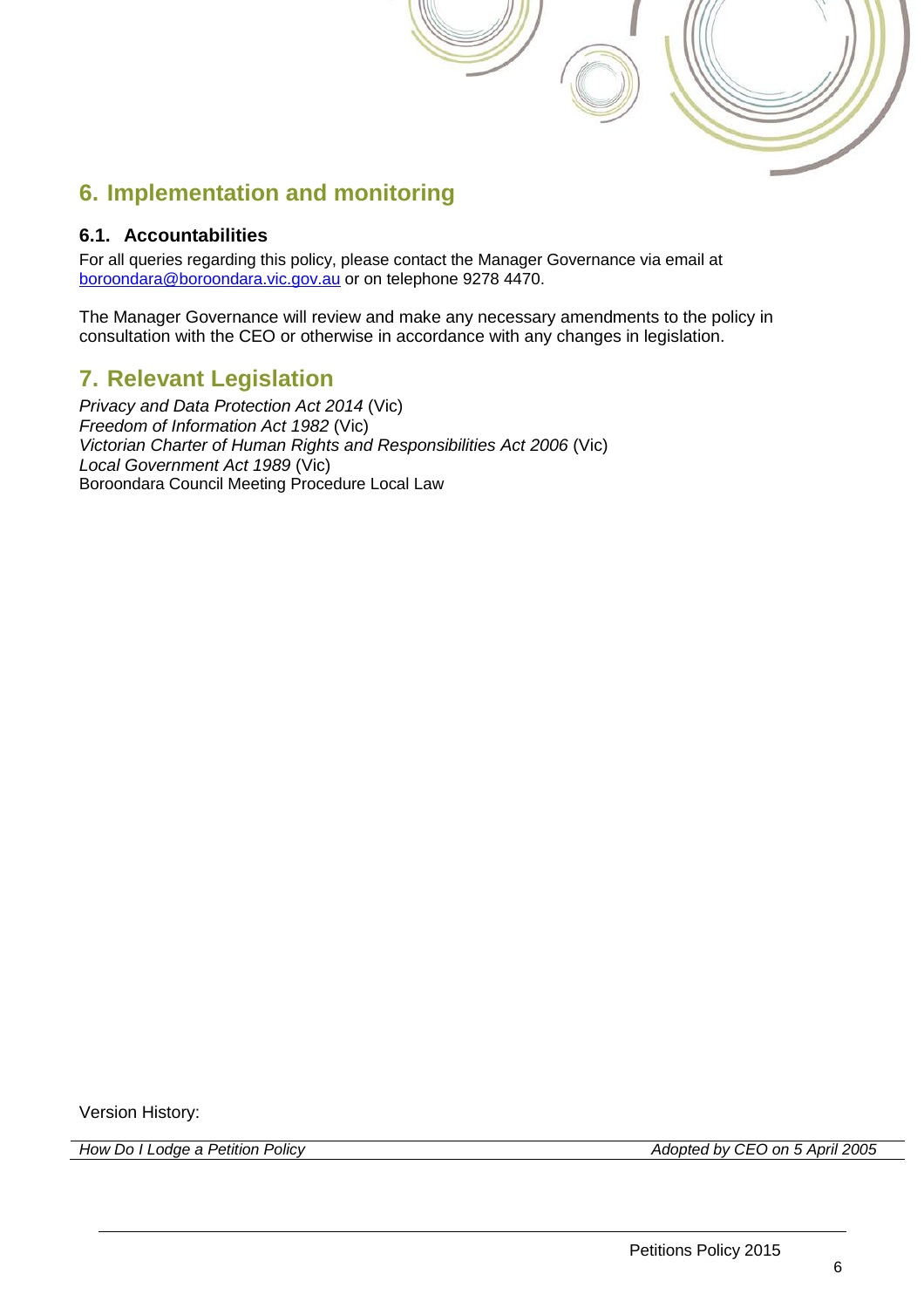## 6. Implementation and monitoring

### 6.1. Accountabilities

For all queries regarding this policy, please contact the Manager Governance via email at boroondara@boroondara.vic.gov.au or on telephone 9278 4470.

The Manager Governance will review and make any necessary amendments to the policy in consultation with the CEO or otherwise in accordance with any changes in legislation.

## 7. Relevant Legislation

*Privacy and Data Protection Act 2014* (Vic)
*Freedom of Information Act 1982* (Vic)
*Victorian Charter of Human Rights and Responsibilities Act 2006* (Vic)
*Local Government Act 1989* (Vic)
Boroondara Council Meeting Procedure Local Law

Version History:

| *How Do I Lodge a Petition Policy* | *Adopted by CEO on 5 April 2005* |
| --- | --- |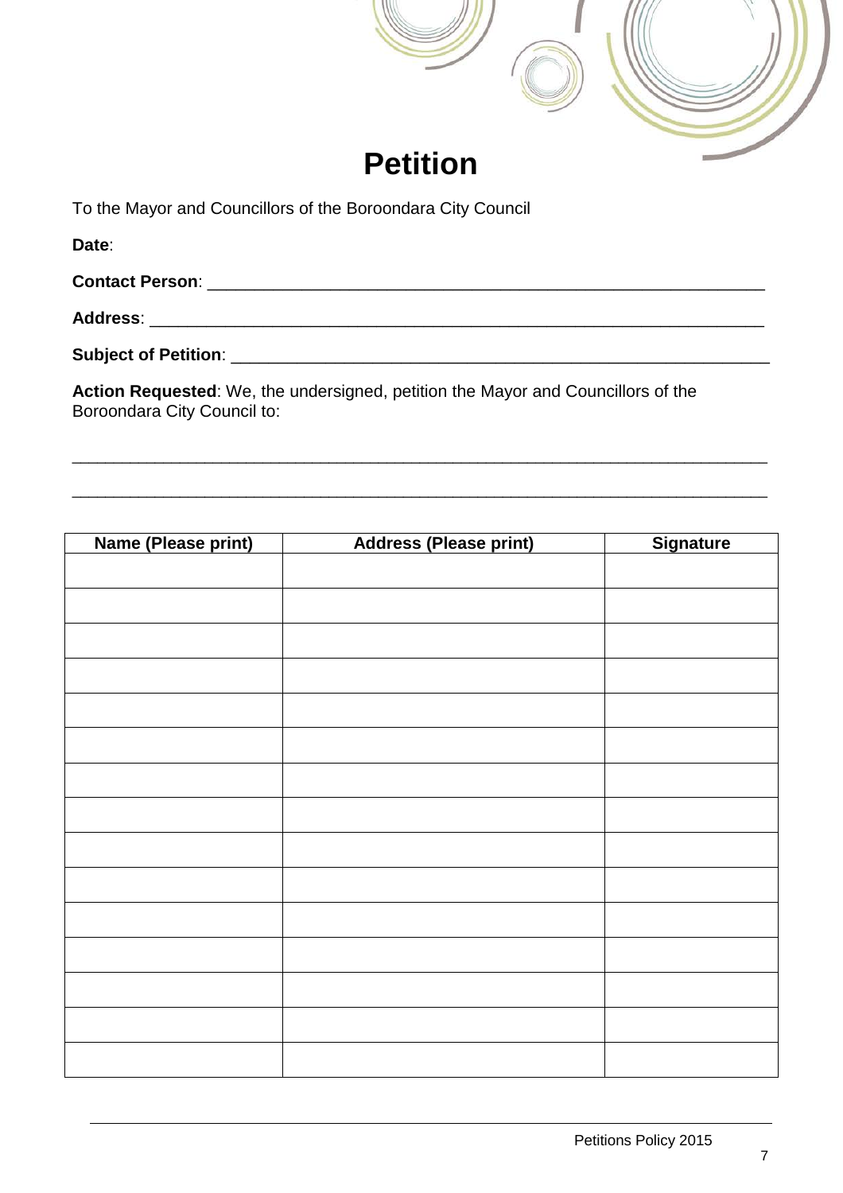# Petition

To the Mayor and Councillors of the Boroondara City Council

**Date**:

**Contact Person**: ___________________________________________________________

**Address**: _________________________________________________________________

**Subject of Petition**: ______________________________________________________

**Action Requested**: We, the undersigned, petition the Mayor and Councillors of the Boroondara City Council to:

_______________________________________________________________________________

_______________________________________________________________________________

| Name (Please print) | Address (Please print) | Signature |
|---|---|---|
| | | |
| | | |
| | | |
| | | |
| | | |
| | | |
| | | |
| | | |
| | | |
| | | |
| | | |
| | | |
| | | |
| | | |
| | | |

Petitions Policy 2015